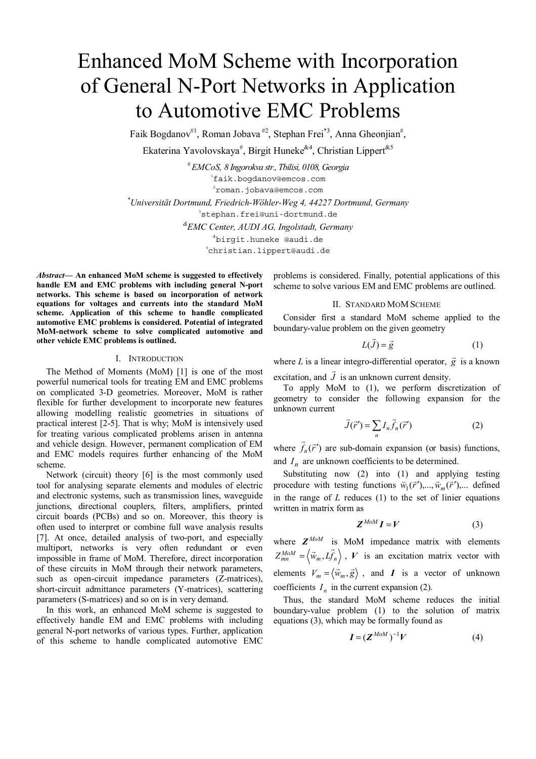# Enhanced MoM Scheme with Incorporation of General N-Port Networks in Application to Automotive EMC Problems

Faik Bogdanov[#1], Roman Jobava[#2], Stephan Frei[*3], Anna Gheonjian[#], Ekaterina Yavolovskaya[#], Birgit Huneke[&4], Christian Lippert[&5]

[#] *EMCoS, 8 Ingorokva str., Tbilisi, 0108, Georgia*

[1] faik.bogdanov@emcos.com

[2] roman.jobava@emcos.com

[*] *Universität Dortmund, Friedrich-Wöhler-Weg 4, 44227 Dortmund, Germany*

[3] stephan.frei@uni-dortmund.de

[&] *EMC Center, AUDI AG, Ingolstadt, Germany*

[4] birgit.huneke @audi.de

[5] christian.lippert@audi.de

***Abstract*— An enhanced MoM scheme is suggested to effectively handle EM and EMC problems with including general N-port networks. This scheme is based on incorporation of network equations for voltages and currents into the standard MoM scheme. Application of this scheme to handle complicated automotive EMC problems is considered. Potential of integrated MoM-network scheme to solve complicated automotive and other vehicle EMC problems is outlined.**

## I. Introduction

The Method of Moments (MoM) [1] is one of the most powerful numerical tools for treating EM and EMC problems on complicated 3-D geometries. Moreover, MoM is rather flexible for further development to incorporate new features allowing modelling realistic geometries in situations of practical interest [2-5]. That is why; MoM is intensively used for treating various complicated problems arisen in antenna and vehicle design. However, permanent complication of EM and EMC models requires further enhancing of the MoM scheme.

Network (circuit) theory [6] is the most commonly used tool for analysing separate elements and modules of electric and electronic systems, such as transmission lines, waveguide junctions, directional couplers, filters, amplifiers, printed circuit boards (PCBs) and so on. Moreover, this theory is often used to interpret or combine full wave analysis results [7]. At once, detailed analysis of two-port, and especially multiport, networks is very often redundant or even impossible in frame of MoM. Therefore, direct incorporation of these circuits in MoM through their network parameters, such as open-circuit impedance parameters (Z-matrices), short-circuit admittance parameters (Y-matrices), scattering parameters (S-matrices) and so on is in very demand.

In this work, an enhanced MoM scheme is suggested to effectively handle EM and EMC problems with including general N-port networks of various types. Further, application of this scheme to handle complicated automotive EMC problems is considered. Finally, potential applications of this scheme to solve various EM and EMC problems are outlined.

## II. Standard MoM Scheme

Consider first a standard MoM scheme applied to the boundary-value problem on the given geometry

$$L(\vec{J}) = \vec{g} \tag{1}$$

where $L$ is a linear integro-differential operator, $\vec{g}$ is a known excitation, and $\vec{J}$ is an unknown current density.

To apply MoM to (1), we perform discretization of geometry to consider the following expansion for the unknown current

$$\vec{J}(\vec{r}\,') = \sum_n I_n \vec{f}_n(\vec{r}\,') \tag{2}$$

where $\vec{f}_n(\vec{r}\,')$ are sub-domain expansion (or basis) functions, and $I_n$ are unknown coefficients to be determined.

Substituting now (2) into (1) and applying testing procedure with testing functions $\vec{w}_1(\vec{r}\,'),...,\vec{w}_m(\vec{r}\,'),...$ defined in the range of $L$ reduces (1) to the set of linier equations written in matrix form as

$$\boldsymbol{Z}^{MoM}\boldsymbol{I} = \boldsymbol{V} \tag{3}$$

where $\boldsymbol{Z}^{MoM}$ is MoM impedance matrix with elements $Z_{mn}^{MoM} = \langle \vec{w}_m, L\vec{f}_n \rangle$, $\boldsymbol{V}$ is an excitation matrix vector with elements $V_m = \langle \vec{w}_m, \vec{g} \rangle$, and $\boldsymbol{I}$ is a vector of unknown coefficients $I_n$ in the current expansion (2).

Thus, the standard MoM scheme reduces the initial boundary-value problem (1) to the solution of matrix equations (3), which may be formally found as

$$\boldsymbol{I} = (\boldsymbol{Z}^{MoM})^{-1}\boldsymbol{V} \tag{4}$$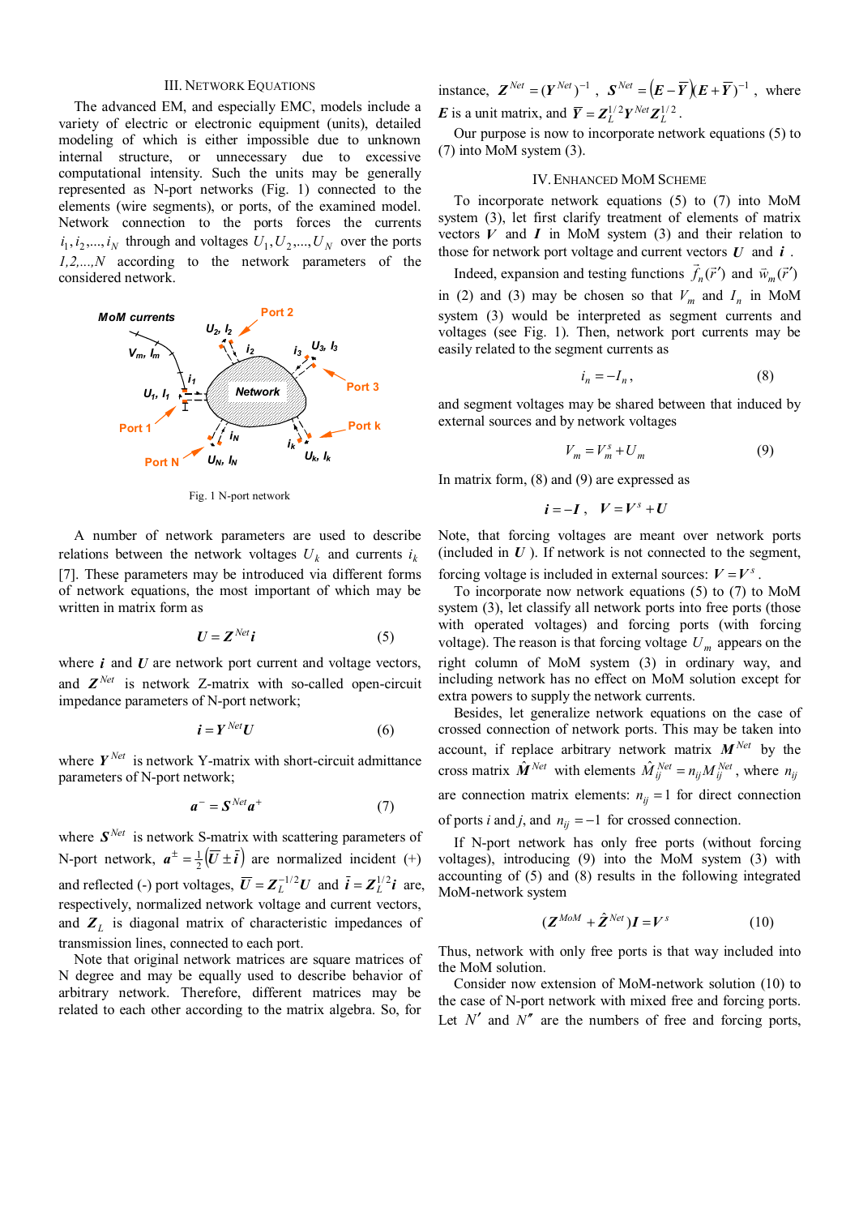## III. Network Equations

The advanced EM, and especially EMC, models include a variety of electric or electronic equipment (units), detailed modeling of which is either impossible due to unknown internal structure, or unnecessary due to excessive computational intensity. Such the units may be generally represented as N-port networks (Fig. 1) connected to the elements (wire segments), or ports, of the examined model. Network connection to the ports forces the currents $i_1, i_2, ..., i_N$ through and voltages $U_1, U_2, ..., U_N$ over the ports $1,2,...,N$ according to the network parameters of the considered network.

Fig. 1 N-port network

A number of network parameters are used to describe relations between the network voltages $U_k$ and currents $i_k$ [7]. These parameters may be introduced via different forms of network equations, the most important of which may be written in matrix form as

$$\boldsymbol{U} = \boldsymbol{Z}^{Net}\boldsymbol{i} \tag{5}$$

where $\boldsymbol{i}$ and $\boldsymbol{U}$ are network port current and voltage vectors, and $\boldsymbol{Z}^{Net}$ is network Z-matrix with so-called open-circuit impedance parameters of N-port network;

$$\boldsymbol{i} = \boldsymbol{Y}^{Net}\boldsymbol{U} \tag{6}$$

where $\boldsymbol{Y}^{Net}$ is network Y-matrix with short-circuit admittance parameters of N-port network;

$$\boldsymbol{a}^{-} = \boldsymbol{S}^{Net}\boldsymbol{a}^{+} \tag{7}$$

where $\boldsymbol{S}^{Net}$ is network S-matrix with scattering parameters of N-port network, $\boldsymbol{a}^{\pm} = \frac{1}{2}\left(\overline{\boldsymbol{U}} \pm \overline{\boldsymbol{i}}\right)$ are normalized incident (+) and reflected (-) port voltages, $\overline{\boldsymbol{U}} = \boldsymbol{Z}_L^{-1/2}\boldsymbol{U}$ and $\overline{\boldsymbol{i}} = \boldsymbol{Z}_L^{1/2}\boldsymbol{i}$ are, respectively, normalized network voltage and current vectors, and $\boldsymbol{Z}_L$ is diagonal matrix of characteristic impedances of transmission lines, connected to each port.

Note that original network matrices are square matrices of N degree and may be equally used to describe behavior of arbitrary network. Therefore, different matrices may be related to each other according to the matrix algebra. So, for instance, $\boldsymbol{Z}^{Net} = (\boldsymbol{Y}^{Net})^{-1}$, $\boldsymbol{S}^{Net} = \left(\boldsymbol{E} - \overline{\boldsymbol{Y}}\right)\left(\boldsymbol{E} + \overline{\boldsymbol{Y}}\right)^{-1}$, where $\boldsymbol{E}$ is a unit matrix, and $\overline{\boldsymbol{Y}} = \boldsymbol{Z}_L^{1/2}\boldsymbol{Y}^{Net}\boldsymbol{Z}_L^{1/2}$.

Our purpose is now to incorporate network equations (5) to (7) into MoM system (3).

## IV. Enhanced MoM Scheme

To incorporate network equations (5) to (7) into MoM system (3), let first clarify treatment of elements of matrix vectors $\boldsymbol{V}$ and $\boldsymbol{I}$ in MoM system (3) and their relation to those for network port voltage and current vectors $\boldsymbol{U}$ and $\boldsymbol{i}$.

Indeed, expansion and testing functions $\vec{f}_n(\vec{r}\,')$ and $\vec{w}_m(\vec{r}\,')$ in (2) and (3) may be chosen so that $V_m$ and $I_n$ in MoM system (3) would be interpreted as segment currents and voltages (see Fig. 1). Then, network port currents may be easily related to the segment currents as

$$i_n = -I_n, \tag{8}$$

and segment voltages may be shared between that induced by external sources and by network voltages

$$V_m = V_m^s + U_m \tag{9}$$

In matrix form, (8) and (9) are expressed as

$$\boldsymbol{i} = -\boldsymbol{I}, \quad \boldsymbol{V} = \boldsymbol{V}^s + \boldsymbol{U}$$

Note, that forcing voltages are meant over network ports (included in $\boldsymbol{U}$). If network is not connected to the segment, forcing voltage is included in external sources: $\boldsymbol{V} = \boldsymbol{V}^s$.

To incorporate now network equations (5) to (7) to MoM system (3), let classify all network ports into free ports (those with operated voltages) and forcing ports (with forcing voltage). The reason is that forcing voltage $U_m$ appears on the right column of MoM system (3) in ordinary way, and including network has no effect on MoM solution except for extra powers to supply the network currents.

Besides, let generalize network equations on the case of crossed connection of network ports. This may be taken into account, if replace arbitrary network matrix $\boldsymbol{M}^{Net}$ by the cross matrix $\hat{\boldsymbol{M}}^{Net}$ with elements $\hat{M}_{ij}^{Net} = n_{ij}M_{ij}^{Net}$, where $n_{ij}$ are connection matrix elements: $n_{ij} = 1$ for direct connection of ports $i$ and $j$, and $n_{ij} = -1$ for crossed connection.

If N-port network has only free ports (without forcing voltages), introducing (9) into the MoM system (3) with accounting of (5) and (8) results in the following integrated MoM-network system

$$(\boldsymbol{Z}^{MoM} + \hat{\boldsymbol{Z}}^{Net})\boldsymbol{I} = \boldsymbol{V}^s \tag{10}$$

Thus, network with only free ports is that way included into the MoM solution.

Consider now extension of MoM-network solution (10) to the case of N-port network with mixed free and forcing ports. Let $N'$ and $N''$ are the numbers of free and forcing ports,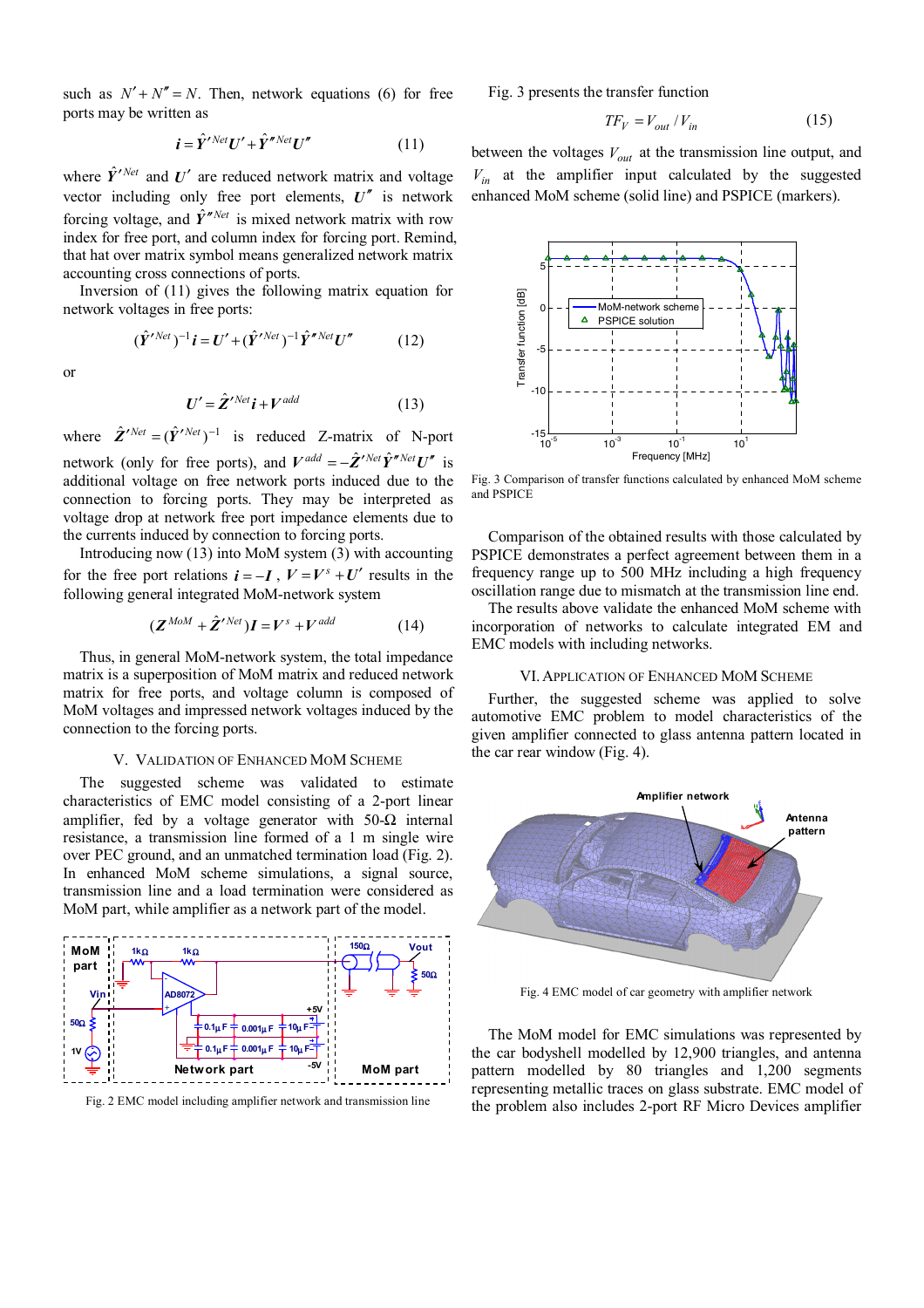such as $N' + N'' = N$. Then, network equations (6) for free ports may be written as

$$\boldsymbol{i} = \hat{\boldsymbol{Y}}'^{Net}\boldsymbol{U}' + \hat{\boldsymbol{Y}}''^{Net}\boldsymbol{U}'' \tag{11}$$

where $\hat{\boldsymbol{Y}}'^{Net}$ and $\boldsymbol{U}'$ are reduced network matrix and voltage vector including only free port elements, $\boldsymbol{U}''$ is network forcing voltage, and $\hat{\boldsymbol{Y}}''^{Net}$ is mixed network matrix with row index for free port, and column index for forcing port. Remind, that hat over matrix symbol means generalized network matrix accounting cross connections of ports.

Inversion of (11) gives the following matrix equation for network voltages in free ports:

$$(\hat{\boldsymbol{Y}}'^{Net})^{-1}\boldsymbol{i} = \boldsymbol{U}' + (\hat{\boldsymbol{Y}}'^{Net})^{-1}\hat{\boldsymbol{Y}}''^{Net}\boldsymbol{U}'' \tag{12}$$

or

$$\boldsymbol{U}' = \hat{\boldsymbol{Z}}'^{Net}\boldsymbol{i} + \boldsymbol{V}^{add} \tag{13}$$

where $\hat{\boldsymbol{Z}}'^{Net} = (\hat{\boldsymbol{Y}}'^{Net})^{-1}$ is reduced Z-matrix of N-port network (only for free ports), and $\boldsymbol{V}^{add} = -\hat{\boldsymbol{Z}}'^{Net}\hat{\boldsymbol{Y}}''^{Net}\boldsymbol{U}''$ is additional voltage on free network ports induced due to the connection to forcing ports. They may be interpreted as voltage drop at network free port impedance elements due to the currents induced by connection to forcing ports.

Introducing now (13) into MoM system (3) with accounting for the free port relations $\boldsymbol{i} = -\boldsymbol{I}$, $\boldsymbol{V} = \boldsymbol{V}^s + \boldsymbol{U}'$ results in the following general integrated MoM-network system

$$(\boldsymbol{Z}^{MoM} + \hat{\boldsymbol{Z}}'^{Net})\boldsymbol{I} = \boldsymbol{V}^s + \boldsymbol{V}^{add} \tag{14}$$

Thus, in general MoM-network system, the total impedance matrix is a superposition of MoM matrix and reduced network matrix for free ports, and voltage column is composed of MoM voltages and impressed network voltages induced by the connection to the forcing ports.

## V. Validation of Enhanced MoM Scheme

The suggested scheme was validated to estimate characteristics of EMC model consisting of a 2-port linear amplifier, fed by a voltage generator with 50-Ω internal resistance, a transmission line formed of a 1 m single wire over PEC ground, and an unmatched termination load (Fig. 2). In enhanced MoM scheme simulations, a signal source, transmission line and a load termination were considered as MoM part, while amplifier as a network part of the model.

Fig. 2 EMC model including amplifier network and transmission line

Fig. 3 presents the transfer function

$$TF_V = V_{out} / V_{in} \tag{15}$$

between the voltages $V_{out}$ at the transmission line output, and $V_{in}$ at the amplifier input calculated by the suggested enhanced MoM scheme (solid line) and PSPICE (markers).

Fig. 3 Comparison of transfer functions calculated by enhanced MoM scheme and PSPICE

Comparison of the obtained results with those calculated by PSPICE demonstrates a perfect agreement between them in a frequency range up to 500 MHz including a high frequency oscillation range due to mismatch at the transmission line end.

The results above validate the enhanced MoM scheme with incorporation of networks to calculate integrated EM and EMC models with including networks.

## VI. Application of Enhanced MoM Scheme

Further, the suggested scheme was applied to solve automotive EMC problem to model characteristics of the given amplifier connected to glass antenna pattern located in the car rear window (Fig. 4).

Fig. 4 EMC model of car geometry with amplifier network

The MoM model for EMC simulations was represented by the car bodyshell modelled by 12,900 triangles, and antenna pattern modelled by 80 triangles and 1,200 segments representing metallic traces on glass substrate. EMC model of the problem also includes 2-port RF Micro Devices amplifier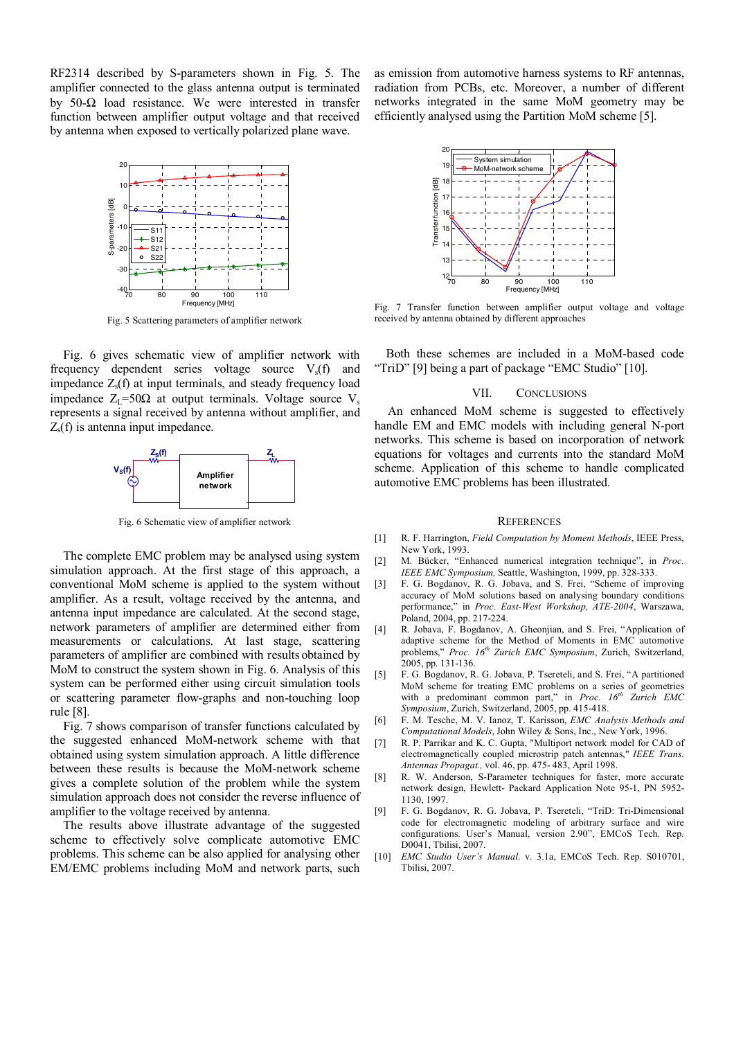RF2314 described by S-parameters shown in Fig. 5. The amplifier connected to the glass antenna output is terminated by 50-Ω load resistance. We were interested in transfer function between amplifier output voltage and that received by antenna when exposed to vertically polarized plane wave.

S-parameters [dB]
20
10
0
-10
-20
-30
-40
70 80 90 100 110
Frequency [MHz]
S11
S12
S21
S22

Fig. 5 Scattering parameters of amplifier network

Fig. 6 gives schematic view of amplifier network with frequency dependent series voltage source $V_s(f)$ and impedance $Z_s(f)$ at input terminals, and steady frequency load impedance $Z_L$=50Ω at output terminals. Voltage source $V_s$ represents a signal received by antenna without amplifier, and $Z_s(f)$ is antenna input impedance.

$Z_S(f)$
$Z_L$
$V_S(f)$
Amplifier network

Fig. 6 Schematic view of amplifier network

The complete EMC problem may be analysed using system simulation approach. At the first stage of this approach, a conventional MoM scheme is applied to the system without amplifier. As a result, voltage received by the antenna, and antenna input impedance are calculated. At the second stage, network parameters of amplifier are determined either from measurements or calculations. At last stage, scattering parameters of amplifier are combined with results obtained by MoM to construct the system shown in Fig. 6. Analysis of this system can be performed either using circuit simulation tools or scattering parameter flow-graphs and non-touching loop rule [8].

Fig. 7 shows comparison of transfer functions calculated by the suggested enhanced MoM-network scheme with that obtained using system simulation approach. A little difference between these results is because the MoM-network scheme gives a complete solution of the problem while the system simulation approach does not consider the reverse influence of amplifier to the voltage received by antenna.

The results above illustrate advantage of the suggested scheme to effectively solve complicate automotive EMC problems. This scheme can be also applied for analysing other EM/EMC problems including MoM and network parts, such as emission from automotive harness systems to RF antennas, radiation from PCBs, etc. Moreover, a number of different networks integrated in the same MoM geometry may be efficiently analysed using the Partition MoM scheme [5].

Transfer function [dB]
20
19
18
17
16
15
14
13
12
70 80 90 100 110
Frequency [MHz]
System simulation
MoM-network scheme

Fig. 7 Transfer function between amplifier output voltage and voltage received by antenna obtained by different approaches

Both these schemes are included in a MoM-based code "TriD" [9] being a part of package "EMC Studio" [10].

## VII. Conclusions

An enhanced MoM scheme is suggested to effectively handle EM and EMC models with including general N-port networks. This scheme is based on incorporation of network equations for voltages and currents into the standard MoM scheme. Application of this scheme to handle complicated automotive EMC problems has been illustrated.

## References

[1] R. F. Harrington, *Field Computation by Moment Methods*, IEEE Press, New York, 1993.

[2] M. Bücker, "Enhanced numerical integration technique", in *Proc. IEEE EMC Symposium,* Seattle, Washington, 1999, pp. 328-333.

[3] F. G. Bogdanov, R. G. Jobava, and S. Frei, "Scheme of improving accuracy of MoM solutions based on analysing boundary conditions performance," in *Proc. East-West Workshop, ATE-2004*, Warszawa, Poland, 2004, pp. 217-224.

[4] R. Jobava, F. Bogdanov, A. Gheonjian, and S. Frei, "Application of adaptive scheme for the Method of Moments in EMC automotive problems," *Proc. 16th Zurich EMC Symposium*, Zurich, Switzerland, 2005, pp. 131-136.

[5] F. G. Bogdanov, R. G. Jobava, P. Tsereteli, and S. Frei, "A partitioned MoM scheme for treating EMC problems on a series of geometries with a predominant common part," in *Proc. 16th Zurich EMC Symposium*, Zurich, Switzerland, 2005, pp. 415-418.

[6] F. M. Tesche, M. V. Ianoz, T. Karisson, *EMC Analysis Methods and Computational Models*, John Wiley & Sons, Inc., New York, 1996.

[7] R. P. Parrikar and K. C. Gupta, "Multiport network model for CAD of electromagnetically coupled microstrip patch antennas," *IEEE Trans. Antennas Propagat.,* vol. 46, pp. 475- 483, April 1998.

[8] R. W. Anderson, S-Parameter techniques for faster, more accurate network design, Hewlett- Packard Application Note 95-1, PN 5952-1130, 1997.

[9] F. G. Bogdanov, R. G. Jobava, P. Tsereteli, "TriD: Tri-Dimensional code for electromagnetic modeling of arbitrary surface and wire configurations. User's Manual, version 2.90", EMCoS Tech. Rep. D0041, Tbilisi, 2007.

[10] *EMC Studio User's Manual.* v. 3.1a, EMCoS Tech. Rep. S010701, Tbilisi, 2007.